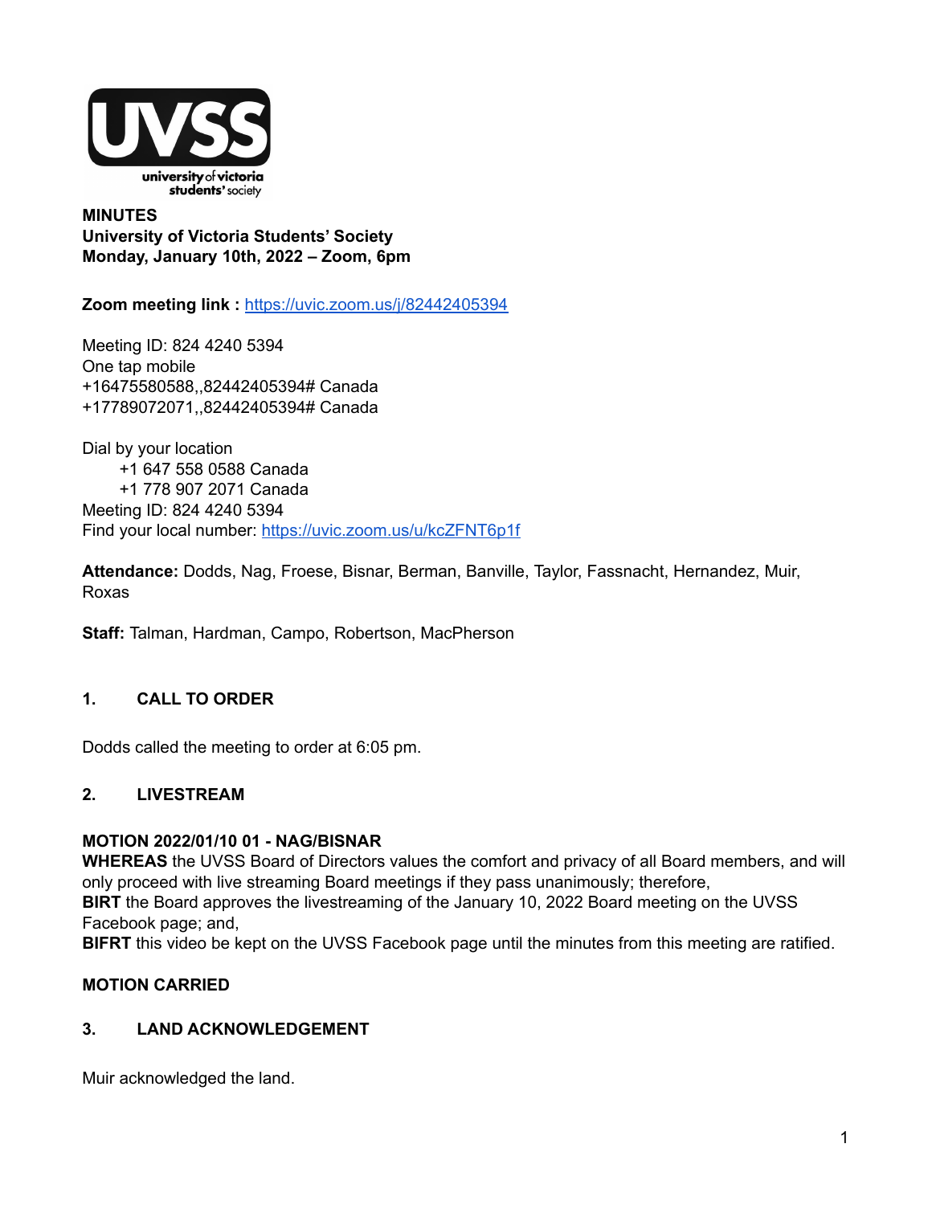**MINUTES**
**University of Victoria Students' Society**
**Monday, January 10th, 2022 – Zoom, 6pm**

**Zoom meeting link :** https://uvic.zoom.us/j/82442405394

Meeting ID: 824 4240 5394
One tap mobile
+16475580588,,82442405394# Canada
+17789072071,,82442405394# Canada

Dial by your location
    +1 647 558 0588 Canada
    +1 778 907 2071 Canada
Meeting ID: 824 4240 5394
Find your local number: https://uvic.zoom.us/u/kcZFNT6p1f

**Attendance:** Dodds, Nag, Froese, Bisnar, Berman, Banville, Taylor, Fassnacht, Hernandez, Muir, Roxas

**Staff:** Talman, Hardman, Campo, Robertson, MacPherson

## 1. CALL TO ORDER

Dodds called the meeting to order at 6:05 pm.

## 2. LIVESTREAM

**MOTION 2022/01/10 01 - NAG/BISNAR**
**WHEREAS** the UVSS Board of Directors values the comfort and privacy of all Board members, and will only proceed with live streaming Board meetings if they pass unanimously; therefore,
**BIRT** the Board approves the livestreaming of the January 10, 2022 Board meeting on the UVSS Facebook page; and,
**BIFRT** this video be kept on the UVSS Facebook page until the minutes from this meeting are ratified.

**MOTION CARRIED**

## 3. LAND ACKNOWLEDGEMENT

Muir acknowledged the land.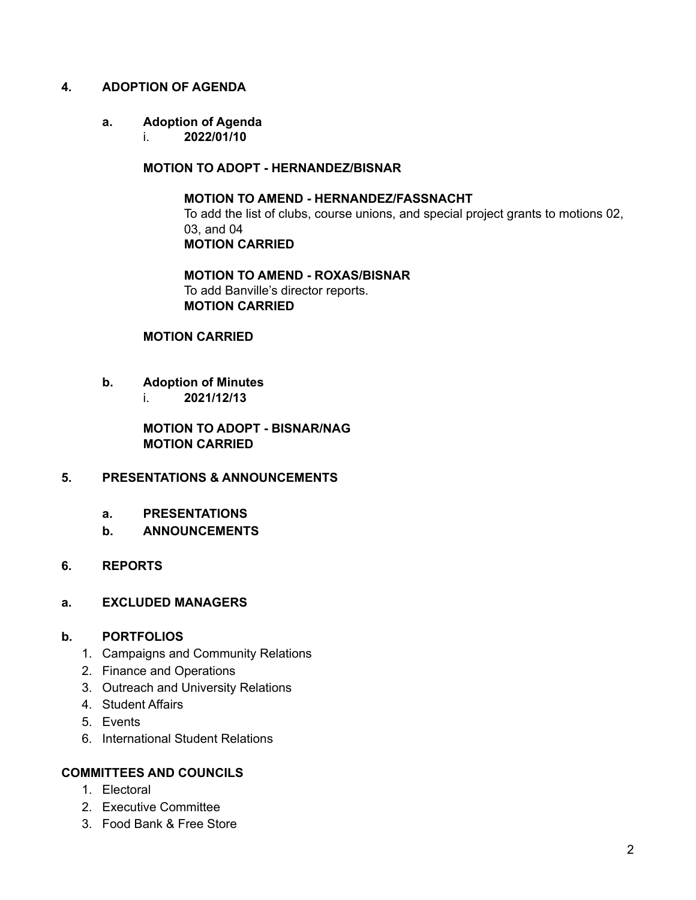## 4. ADOPTION OF AGENDA

### a. Adoption of Agenda

i. **2022/01/10**

**MOTION TO ADOPT - HERNANDEZ/BISNAR**

> **MOTION TO AMEND - HERNANDEZ/FASSNACHT**
> To add the list of clubs, course unions, and special project grants to motions 02, 03, and 04
> **MOTION CARRIED**
>
> **MOTION TO AMEND - ROXAS/BISNAR**
> To add Banville's director reports.
> **MOTION CARRIED**

**MOTION CARRIED**

### b. Adoption of Minutes

i. **2021/12/13**

**MOTION TO ADOPT - BISNAR/NAG**
**MOTION CARRIED**

## 5. PRESENTATIONS & ANNOUNCEMENTS

### a. PRESENTATIONS

### b. ANNOUNCEMENTS

## 6. REPORTS

### a. EXCLUDED MANAGERS

### b. PORTFOLIOS

1. Campaigns and Community Relations
2. Finance and Operations
3. Outreach and University Relations
4. Student Affairs
5. Events
6. International Student Relations

### COMMITTEES AND COUNCILS

1. Electoral
2. Executive Committee
3. Food Bank & Free Store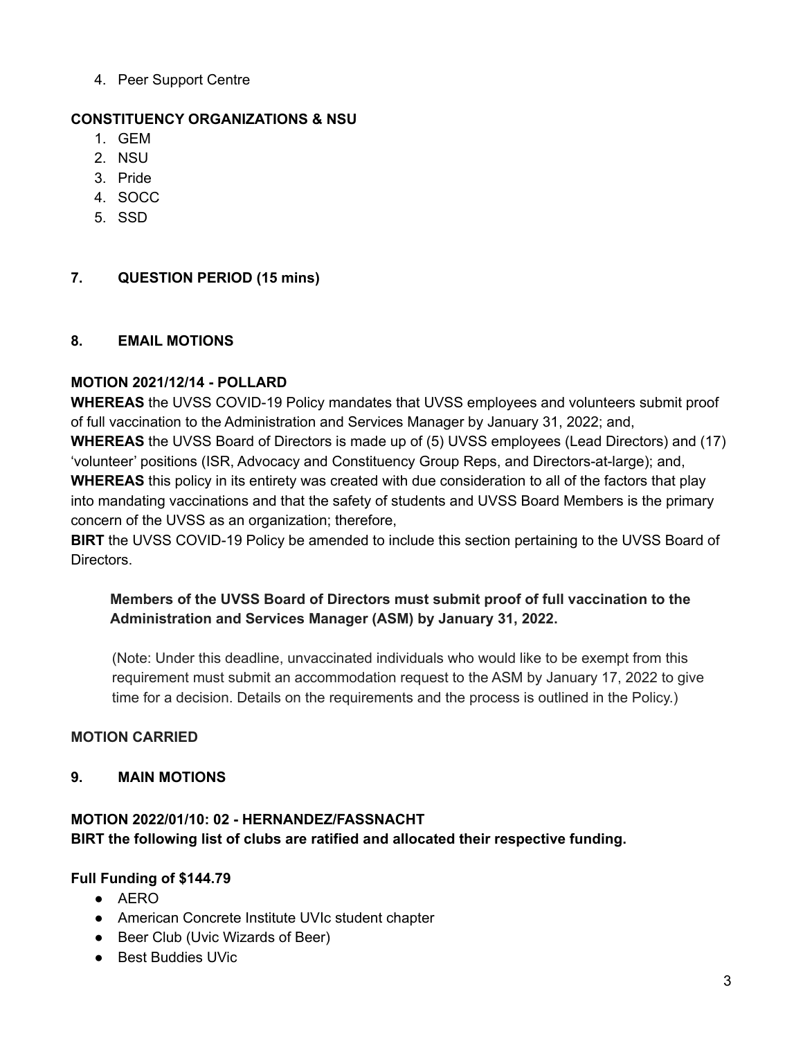4. Peer Support Centre

**CONSTITUENCY ORGANIZATIONS & NSU**

1. GEM
2. NSU
3. Pride
4. SOCC
5. SSD

## 7. QUESTION PERIOD (15 mins)

## 8. EMAIL MOTIONS

**MOTION 2021/12/14 - POLLARD**

**WHEREAS** the UVSS COVID-19 Policy mandates that UVSS employees and volunteers submit proof of full vaccination to the Administration and Services Manager by January 31, 2022; and,
**WHEREAS** the UVSS Board of Directors is made up of (5) UVSS employees (Lead Directors) and (17) 'volunteer' positions (ISR, Advocacy and Constituency Group Reps, and Directors-at-large); and,
**WHEREAS** this policy in its entirety was created with due consideration to all of the factors that play into mandating vaccinations and that the safety of students and UVSS Board Members is the primary concern of the UVSS as an organization; therefore,
**BIRT** the UVSS COVID-19 Policy be amended to include this section pertaining to the UVSS Board of Directors.

> **Members of the UVSS Board of Directors must submit proof of full vaccination to the Administration and Services Manager (ASM) by January 31, 2022.**
>
> (Note: Under this deadline, unvaccinated individuals who would like to be exempt from this requirement must submit an accommodation request to the ASM by January 17, 2022 to give time for a decision. Details on the requirements and the process is outlined in the Policy.)

**MOTION CARRIED**

## 9. MAIN MOTIONS

**MOTION 2022/01/10: 02 - HERNANDEZ/FASSNACHT**
**BIRT the following list of clubs are ratified and allocated their respective funding.**

**Full Funding of $144.79**

- AERO
- American Concrete Institute UVIc student chapter
- Beer Club (Uvic Wizards of Beer)
- Best Buddies UVic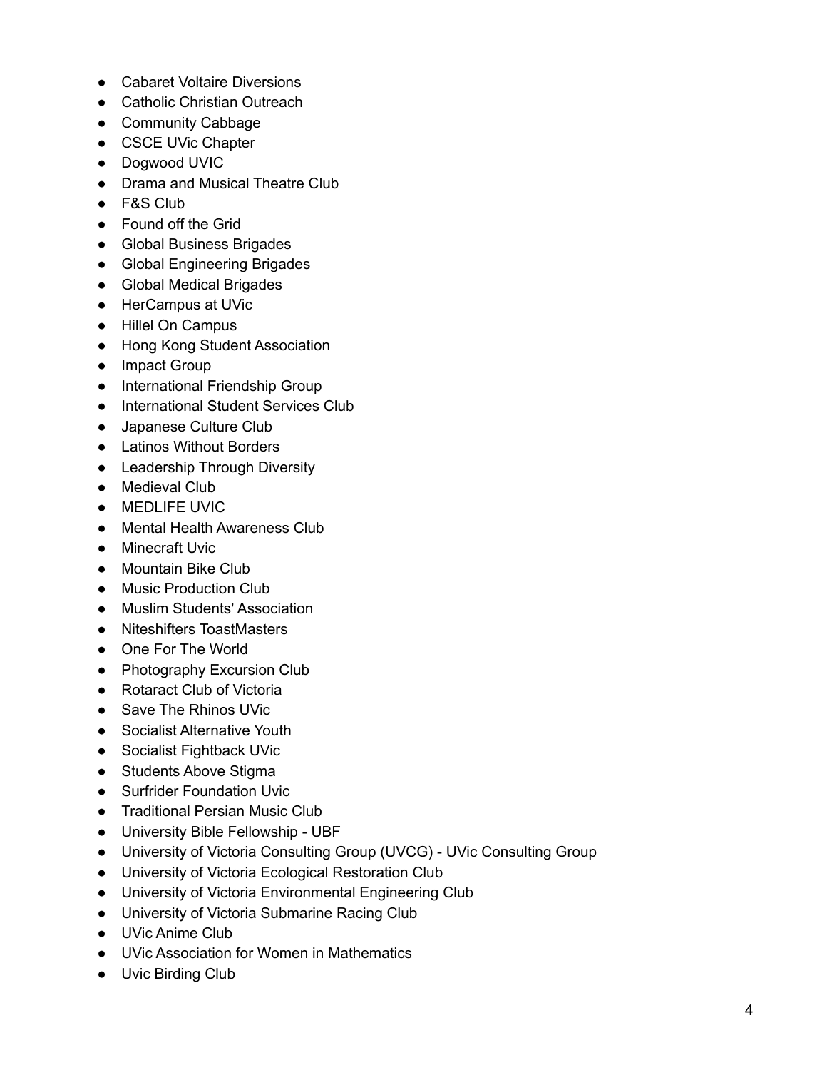- Cabaret Voltaire Diversions
- Catholic Christian Outreach
- Community Cabbage
- CSCE UVic Chapter
- Dogwood UVIC
- Drama and Musical Theatre Club
- F&S Club
- Found off the Grid
- Global Business Brigades
- Global Engineering Brigades
- Global Medical Brigades
- HerCampus at UVic
- Hillel On Campus
- Hong Kong Student Association
- Impact Group
- International Friendship Group
- International Student Services Club
- Japanese Culture Club
- Latinos Without Borders
- Leadership Through Diversity
- Medieval Club
- MEDLIFE UVIC
- Mental Health Awareness Club
- Minecraft Uvic
- Mountain Bike Club
- Music Production Club
- Muslim Students' Association
- Niteshifters ToastMasters
- One For The World
- Photography Excursion Club
- Rotaract Club of Victoria
- Save The Rhinos UVic
- Socialist Alternative Youth
- Socialist Fightback UVic
- Students Above Stigma
- Surfrider Foundation Uvic
- Traditional Persian Music Club
- University Bible Fellowship - UBF
- University of Victoria Consulting Group (UVCG) - UVic Consulting Group
- University of Victoria Ecological Restoration Club
- University of Victoria Environmental Engineering Club
- University of Victoria Submarine Racing Club
- UVic Anime Club
- UVic Association for Women in Mathematics
- Uvic Birding Club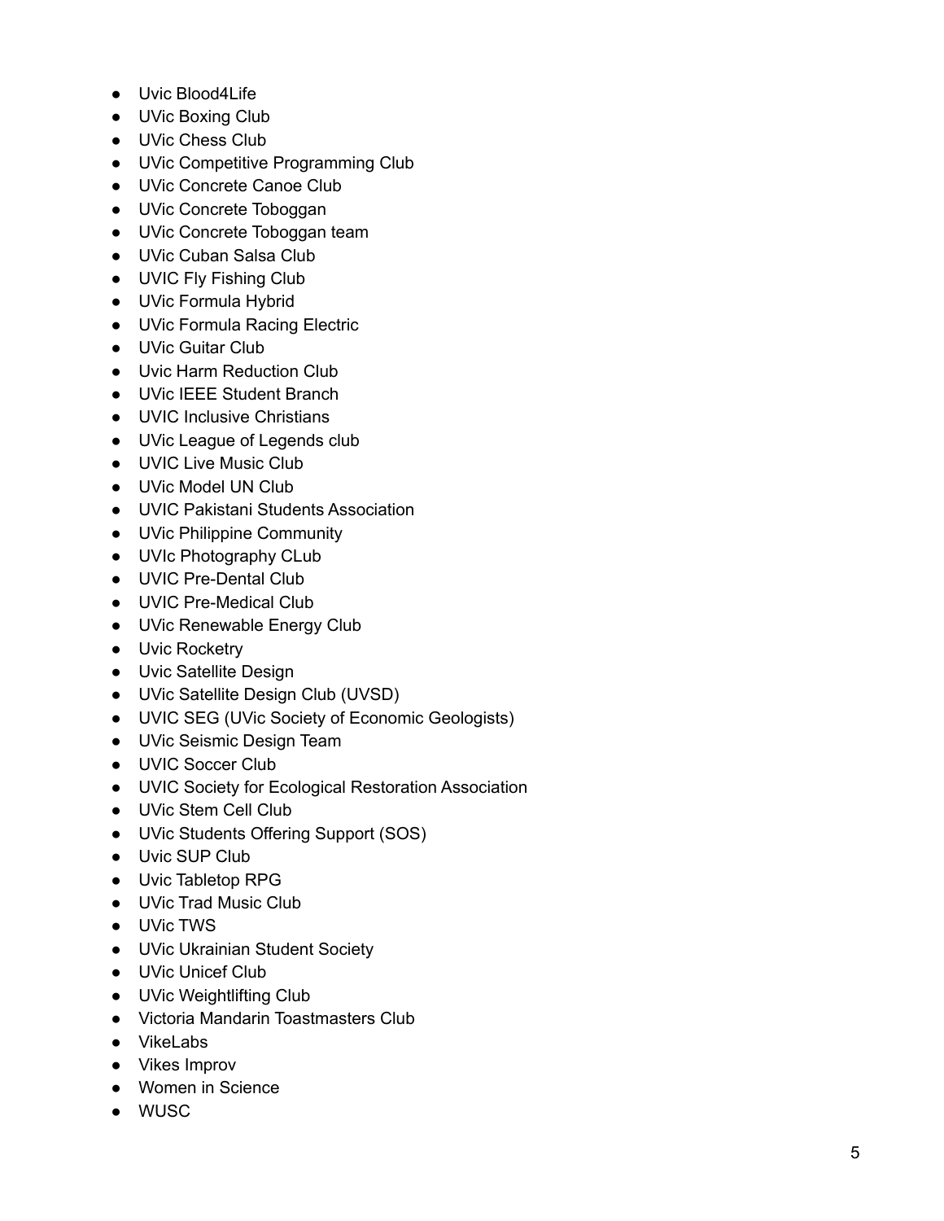- Uvic Blood4Life
- UVic Boxing Club
- UVic Chess Club
- UVic Competitive Programming Club
- UVic Concrete Canoe Club
- UVic Concrete Toboggan
- UVic Concrete Toboggan team
- UVic Cuban Salsa Club
- UVIC Fly Fishing Club
- UVic Formula Hybrid
- UVic Formula Racing Electric
- UVic Guitar Club
- Uvic Harm Reduction Club
- UVic IEEE Student Branch
- UVIC Inclusive Christians
- UVic League of Legends club
- UVIC Live Music Club
- UVic Model UN Club
- UVIC Pakistani Students Association
- UVic Philippine Community
- UVIc Photography CLub
- UVIC Pre-Dental Club
- UVIC Pre-Medical Club
- UVic Renewable Energy Club
- Uvic Rocketry
- Uvic Satellite Design
- UVic Satellite Design Club (UVSD)
- UVIC SEG (UVic Society of Economic Geologists)
- UVic Seismic Design Team
- UVIC Soccer Club
- UVIC Society for Ecological Restoration Association
- UVic Stem Cell Club
- UVic Students Offering Support (SOS)
- Uvic SUP Club
- Uvic Tabletop RPG
- UVic Trad Music Club
- UVic TWS
- UVic Ukrainian Student Society
- UVic Unicef Club
- UVic Weightlifting Club
- Victoria Mandarin Toastmasters Club
- VikeLabs
- Vikes Improv
- Women in Science
- WUSC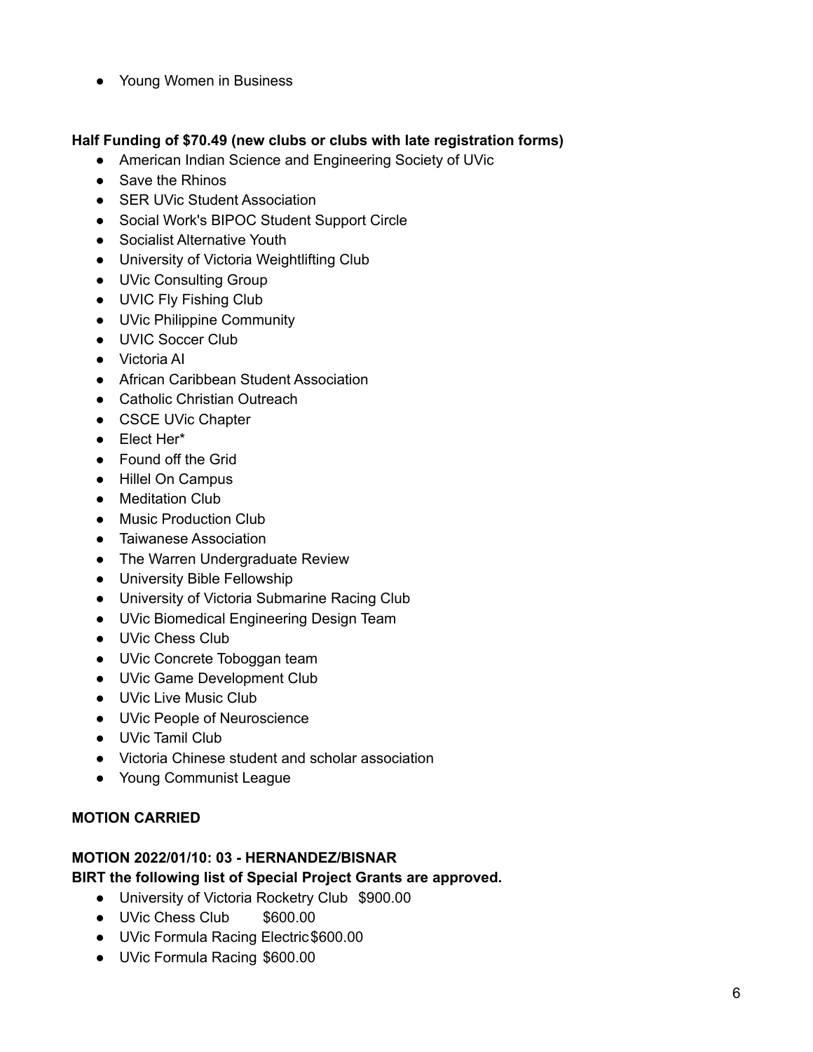- Young Women in Business

**Half Funding of $70.49 (new clubs or clubs with late registration forms)**

- American Indian Science and Engineering Society of UVic
- Save the Rhinos
- SER UVic Student Association
- Social Work's BIPOC Student Support Circle
- Socialist Alternative Youth
- University of Victoria Weightlifting Club
- UVic Consulting Group
- UVIC Fly Fishing Club
- UVic Philippine Community
- UVIC Soccer Club
- Victoria AI
- African Caribbean Student Association
- Catholic Christian Outreach
- CSCE UVic Chapter
- Elect Her*
- Found off the Grid
- Hillel On Campus
- Meditation Club
- Music Production Club
- Taiwanese Association
- The Warren Undergraduate Review
- University Bible Fellowship
- University of Victoria Submarine Racing Club
- UVic Biomedical Engineering Design Team
- UVic Chess Club
- UVic Concrete Toboggan team
- UVic Game Development Club
- UVic Live Music Club
- UVic People of Neuroscience
- UVic Tamil Club
- Victoria Chinese student and scholar association
- Young Communist League

**MOTION CARRIED**

**MOTION 2022/01/10: 03 - HERNANDEZ/BISNAR**
**BIRT the following list of Special Project Grants are approved.**

- University of Victoria Rocketry Club $900.00
- UVic Chess Club $600.00
- UVic Formula Racing Electric $600.00
- UVic Formula Racing $600.00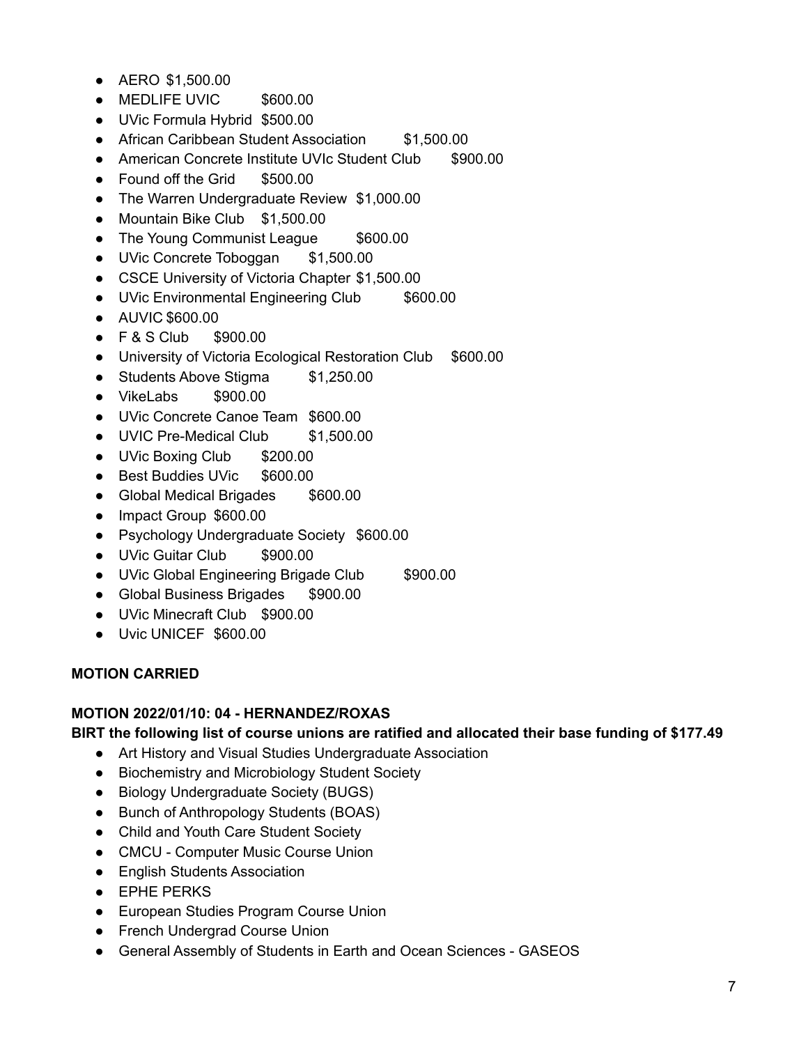- AERO $1,500.00
- MEDLIFE UVIC $600.00
- UVic Formula Hybrid $500.00
- African Caribbean Student Association $1,500.00
- American Concrete Institute UVIc Student Club $900.00
- Found off the Grid $500.00
- The Warren Undergraduate Review $1,000.00
- Mountain Bike Club $1,500.00
- The Young Communist League $600.00
- UVic Concrete Toboggan $1,500.00
- CSCE University of Victoria Chapter $1,500.00
- UVic Environmental Engineering Club $600.00
- AUVIC $600.00
- F & S Club $900.00
- University of Victoria Ecological Restoration Club $600.00
- Students Above Stigma $1,250.00
- VikeLabs $900.00
- UVic Concrete Canoe Team $600.00
- UVIC Pre-Medical Club $1,500.00
- UVic Boxing Club $200.00
- Best Buddies UVic $600.00
- Global Medical Brigades $600.00
- Impact Group $600.00
- Psychology Undergraduate Society $600.00
- UVic Guitar Club $900.00
- UVic Global Engineering Brigade Club $900.00
- Global Business Brigades $900.00
- UVic Minecraft Club $900.00
- Uvic UNICEF $600.00

**MOTION CARRIED**

**MOTION 2022/01/10: 04 - HERNANDEZ/ROXAS**

**BIRT the following list of course unions are ratified and allocated their base funding of $177.49**

- Art History and Visual Studies Undergraduate Association
- Biochemistry and Microbiology Student Society
- Biology Undergraduate Society (BUGS)
- Bunch of Anthropology Students (BOAS)
- Child and Youth Care Student Society
- CMCU - Computer Music Course Union
- English Students Association
- EPHE PERKS
- European Studies Program Course Union
- French Undergrad Course Union
- General Assembly of Students in Earth and Ocean Sciences - GASEOS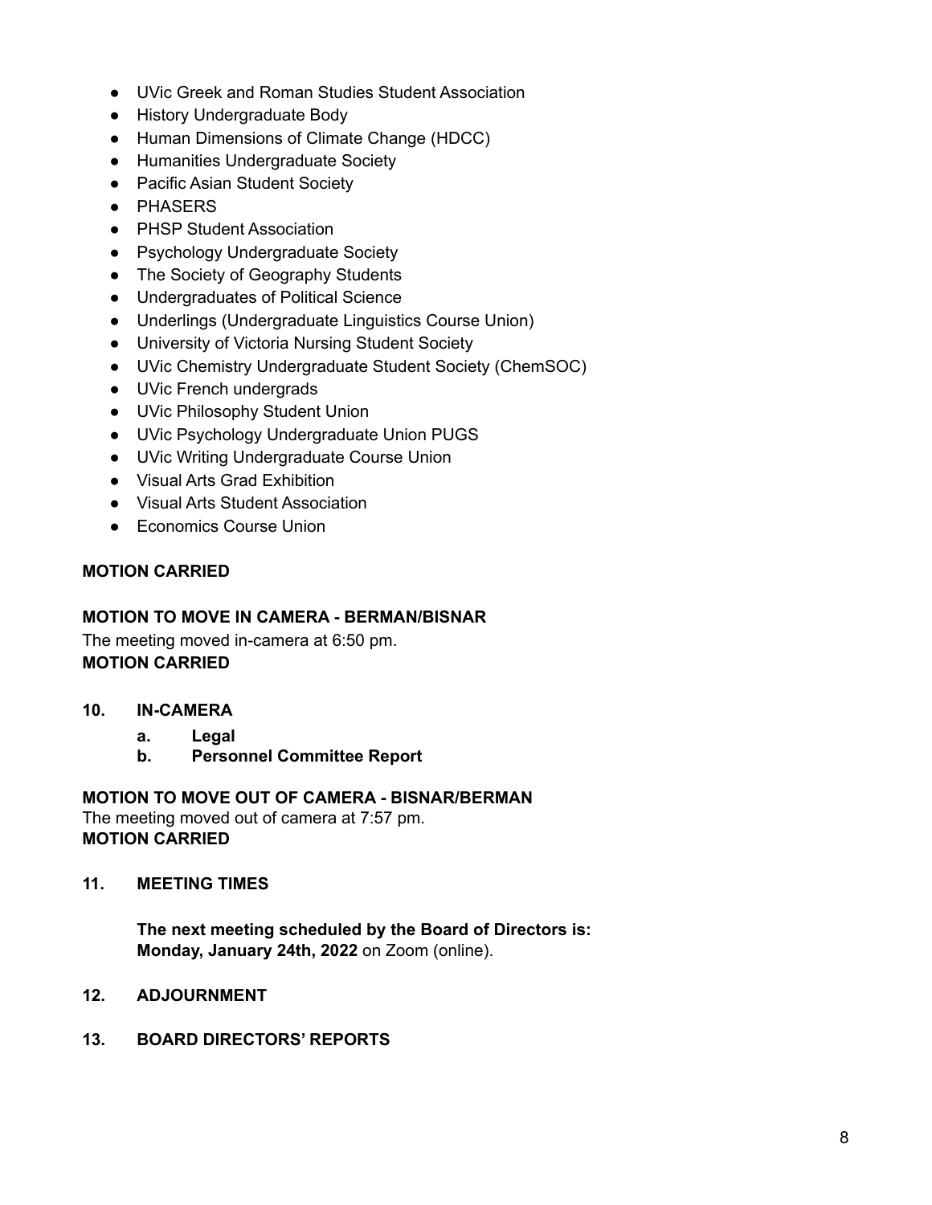- UVic Greek and Roman Studies Student Association
- History Undergraduate Body
- Human Dimensions of Climate Change (HDCC)
- Humanities Undergraduate Society
- Pacific Asian Student Society
- PHASERS
- PHSP Student Association
- Psychology Undergraduate Society
- The Society of Geography Students
- Undergraduates of Political Science
- Underlings (Undergraduate Linguistics Course Union)
- University of Victoria Nursing Student Society
- UVic Chemistry Undergraduate Student Society (ChemSOC)
- UVic French undergrads
- UVic Philosophy Student Union
- UVic Psychology Undergraduate Union PUGS
- UVic Writing Undergraduate Course Union
- Visual Arts Grad Exhibition
- Visual Arts Student Association
- Economics Course Union

**MOTION CARRIED**

**MOTION TO MOVE IN CAMERA - BERMAN/BISNAR**
The meeting moved in-camera at 6:50 pm.
**MOTION CARRIED**

## 10. IN-CAMERA

- **a. Legal**
- **b. Personnel Committee Report**

**MOTION TO MOVE OUT OF CAMERA - BISNAR/BERMAN**
The meeting moved out of camera at 7:57 pm.
**MOTION CARRIED**

## 11. MEETING TIMES

**The next meeting scheduled by the Board of Directors is:**
**Monday, January 24th, 2022** on Zoom (online).

## 12. ADJOURNMENT

## 13. BOARD DIRECTORS' REPORTS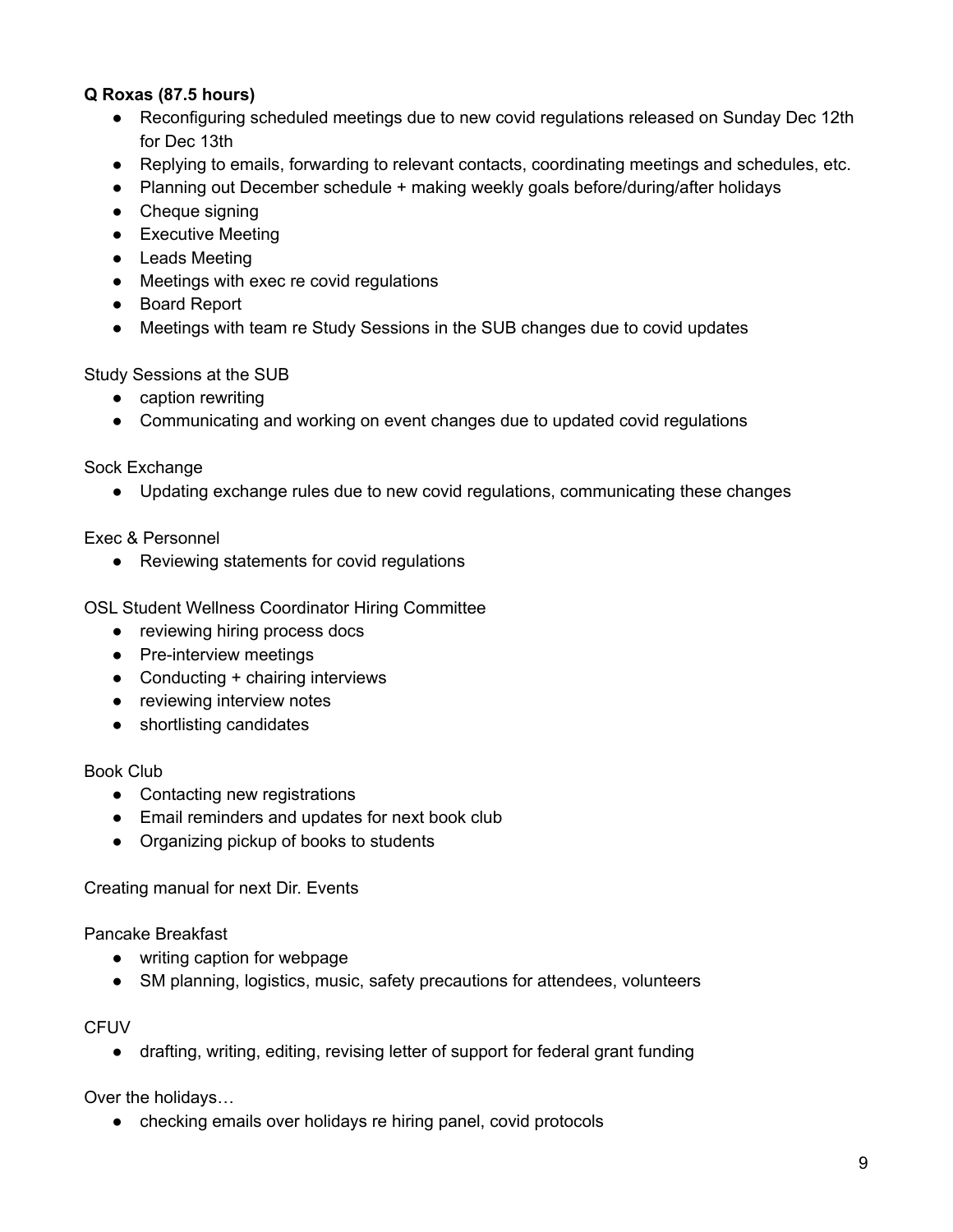**Q Roxas (87.5 hours)**

- Reconfiguring scheduled meetings due to new covid regulations released on Sunday Dec 12th for Dec 13th
- Replying to emails, forwarding to relevant contacts, coordinating meetings and schedules, etc.
- Planning out December schedule + making weekly goals before/during/after holidays
- Cheque signing
- Executive Meeting
- Leads Meeting
- Meetings with exec re covid regulations
- Board Report
- Meetings with team re Study Sessions in the SUB changes due to covid updates

Study Sessions at the SUB

- caption rewriting
- Communicating and working on event changes due to updated covid regulations

Sock Exchange

- Updating exchange rules due to new covid regulations, communicating these changes

Exec & Personnel

- Reviewing statements for covid regulations

OSL Student Wellness Coordinator Hiring Committee

- reviewing hiring process docs
- Pre-interview meetings
- Conducting + chairing interviews
- reviewing interview notes
- shortlisting candidates

Book Club

- Contacting new registrations
- Email reminders and updates for next book club
- Organizing pickup of books to students

Creating manual for next Dir. Events

Pancake Breakfast

- writing caption for webpage
- SM planning, logistics, music, safety precautions for attendees, volunteers

CFUV

- drafting, writing, editing, revising letter of support for federal grant funding

Over the holidays…

- checking emails over holidays re hiring panel, covid protocols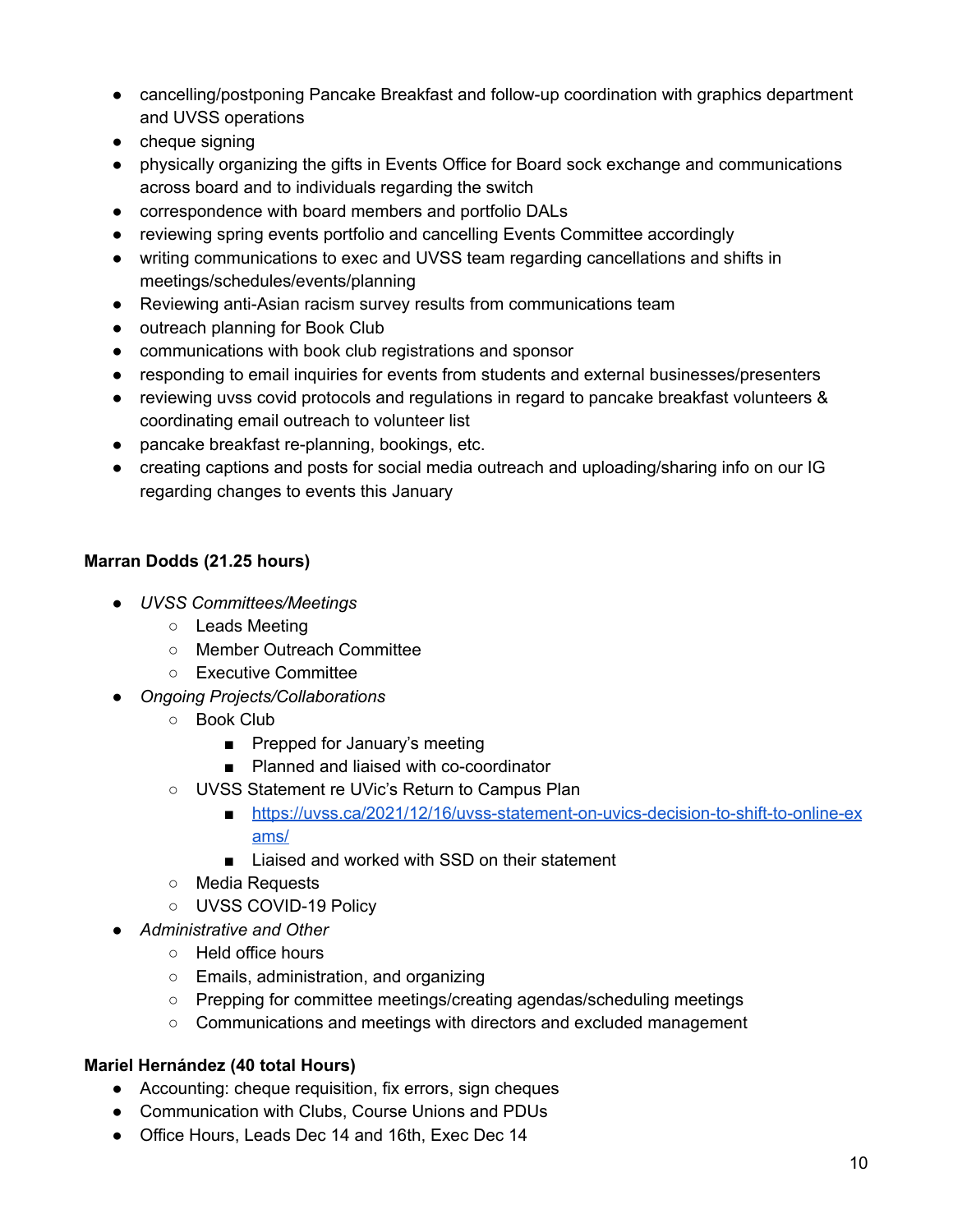- cancelling/postponing Pancake Breakfast and follow-up coordination with graphics department and UVSS operations
- cheque signing
- physically organizing the gifts in Events Office for Board sock exchange and communications across board and to individuals regarding the switch
- correspondence with board members and portfolio DALs
- reviewing spring events portfolio and cancelling Events Committee accordingly
- writing communications to exec and UVSS team regarding cancellations and shifts in meetings/schedules/events/planning
- Reviewing anti-Asian racism survey results from communications team
- outreach planning for Book Club
- communications with book club registrations and sponsor
- responding to email inquiries for events from students and external businesses/presenters
- reviewing uvss covid protocols and regulations in regard to pancake breakfast volunteers & coordinating email outreach to volunteer list
- pancake breakfast re-planning, bookings, etc.
- creating captions and posts for social media outreach and uploading/sharing info on our IG regarding changes to events this January

**Marran Dodds (21.25 hours)**

- *UVSS Committees/Meetings*
  - Leads Meeting
  - Member Outreach Committee
  - Executive Committee
- *Ongoing Projects/Collaborations*
  - Book Club
    - Prepped for January's meeting
    - Planned and liaised with co-coordinator
  - UVSS Statement re UVic's Return to Campus Plan
    - [https://uvss.ca/2021/12/16/uvss-statement-on-uvics-decision-to-shift-to-online-exams/](https://uvss.ca/2021/12/16/uvss-statement-on-uvics-decision-to-shift-to-online-exams/)
    - Liaised and worked with SSD on their statement
  - Media Requests
  - UVSS COVID-19 Policy
- *Administrative and Other*
  - Held office hours
  - Emails, administration, and organizing
  - Prepping for committee meetings/creating agendas/scheduling meetings
  - Communications and meetings with directors and excluded management

**Mariel Hernández (40 total Hours)**

- Accounting: cheque requisition, fix errors, sign cheques
- Communication with Clubs, Course Unions and PDUs
- Office Hours, Leads Dec 14 and 16th, Exec Dec 14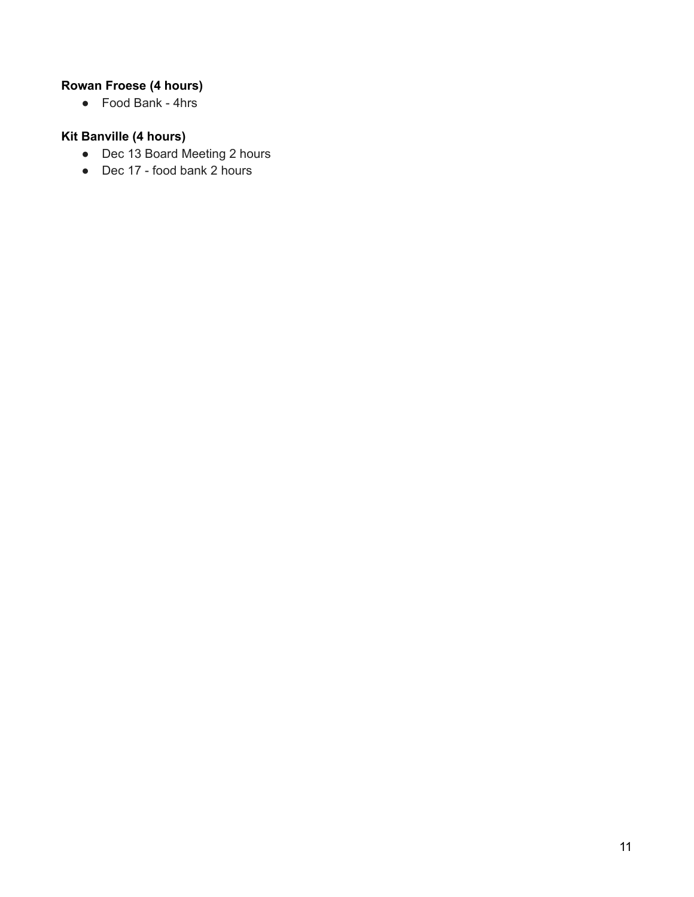**Rowan Froese (4 hours)**

- Food Bank - 4hrs

**Kit Banville (4 hours)**

- Dec 13 Board Meeting 2 hours
- Dec 17 - food bank 2 hours